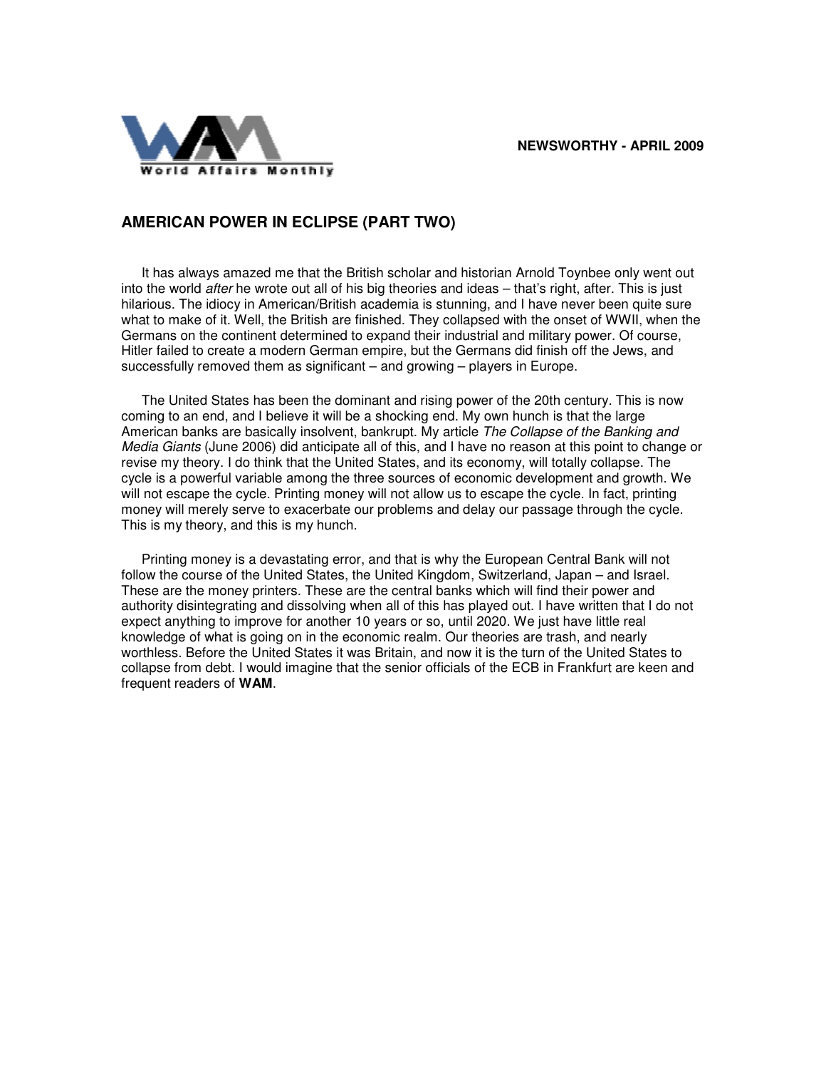**NEWSWORTHY - APRIL 2009**

## AMERICAN POWER IN ECLIPSE (PART TWO)

It has always amazed me that the British scholar and historian Arnold Toynbee only went out into the world *after* he wrote out all of his big theories and ideas – that's right, after. This is just hilarious. The idiocy in American/British academia is stunning, and I have never been quite sure what to make of it. Well, the British are finished. They collapsed with the onset of WWII, when the Germans on the continent determined to expand their industrial and military power. Of course, Hitler failed to create a modern German empire, but the Germans did finish off the Jews, and successfully removed them as significant – and growing – players in Europe.

The United States has been the dominant and rising power of the 20th century. This is now coming to an end, and I believe it will be a shocking end. My own hunch is that the large American banks are basically insolvent, bankrupt. My article *The Collapse of the Banking and Media Giants* (June 2006) did anticipate all of this, and I have no reason at this point to change or revise my theory. I do think that the United States, and its economy, will totally collapse. The cycle is a powerful variable among the three sources of economic development and growth. We will not escape the cycle. Printing money will not allow us to escape the cycle. In fact, printing money will merely serve to exacerbate our problems and delay our passage through the cycle. This is my theory, and this is my hunch.

Printing money is a devastating error, and that is why the European Central Bank will not follow the course of the United States, the United Kingdom, Switzerland, Japan – and Israel. These are the money printers. These are the central banks which will find their power and authority disintegrating and dissolving when all of this has played out. I have written that I do not expect anything to improve for another 10 years or so, until 2020. We just have little real knowledge of what is going on in the economic realm. Our theories are trash, and nearly worthless. Before the United States it was Britain, and now it is the turn of the United States to collapse from debt. I would imagine that the senior officials of the ECB in Frankfurt are keen and frequent readers of **WAM**.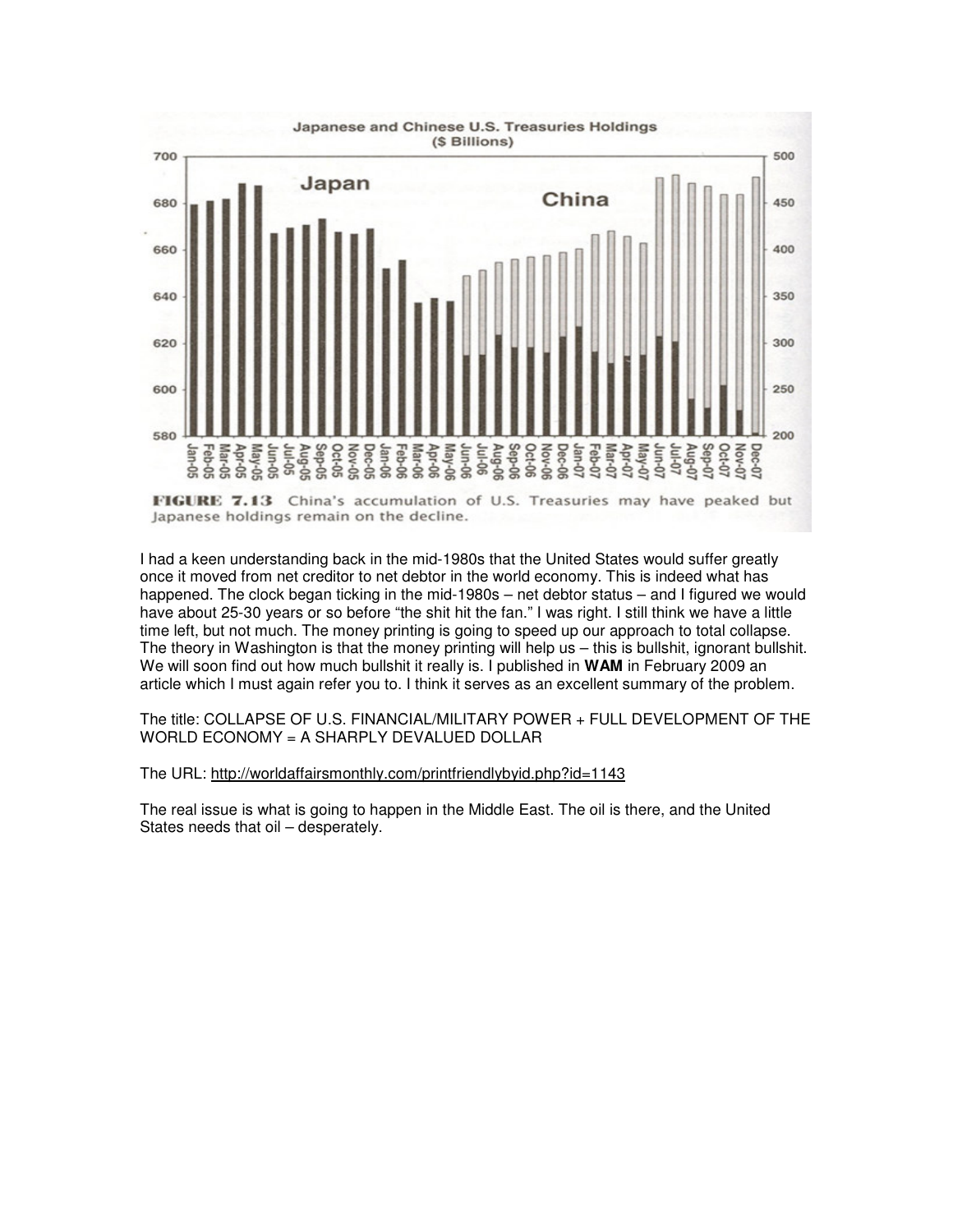Japanese and Chinese U.S. Treasuries Holdings
($ Billions)

700
680
660
640
620
600
580

500
450
400
350
300
250
200

Japan

China

Jan-05 Feb-05 Mar-05 Apr-05 May-05 Jun-05 Jul-05 Aug-05 Sep-05 Oct-05 Nov-05 Dec-05 Jan-06 Feb-06 Mar-06 Apr-06 May-06 Jun-06 Jul-06 Aug-06 Sep-06 Oct-06 Nov-06 Dec-06 Jan-07 Feb-07 Mar-07 Apr-07 May-07 Jun-07 Jul-07 Aug-07 Sep-07 Oct-07 Nov-07 Dec-07

**FIGURE 7.13** China's accumulation of U.S. Treasuries may have peaked but Japanese holdings remain on the decline.

I had a keen understanding back in the mid-1980s that the United States would suffer greatly once it moved from net creditor to net debtor in the world economy. This is indeed what has happened. The clock began ticking in the mid-1980s – net debtor status – and I figured we would have about 25-30 years or so before "the shit hit the fan." I was right. I still think we have a little time left, but not much. The money printing is going to speed up our approach to total collapse. The theory in Washington is that the money printing will help us – this is bullshit, ignorant bullshit. We will soon find out how much bullshit it really is. I published in **WAM** in February 2009 an article which I must again refer you to. I think it serves as an excellent summary of the problem.

The title: COLLAPSE OF U.S. FINANCIAL/MILITARY POWER + FULL DEVELOPMENT OF THE WORLD ECONOMY = A SHARPLY DEVALUED DOLLAR

The URL: http://worldaffairsmonthly.com/printfriendlybyid.php?id=1143

The real issue is what is going to happen in the Middle East. The oil is there, and the United States needs that oil – desperately.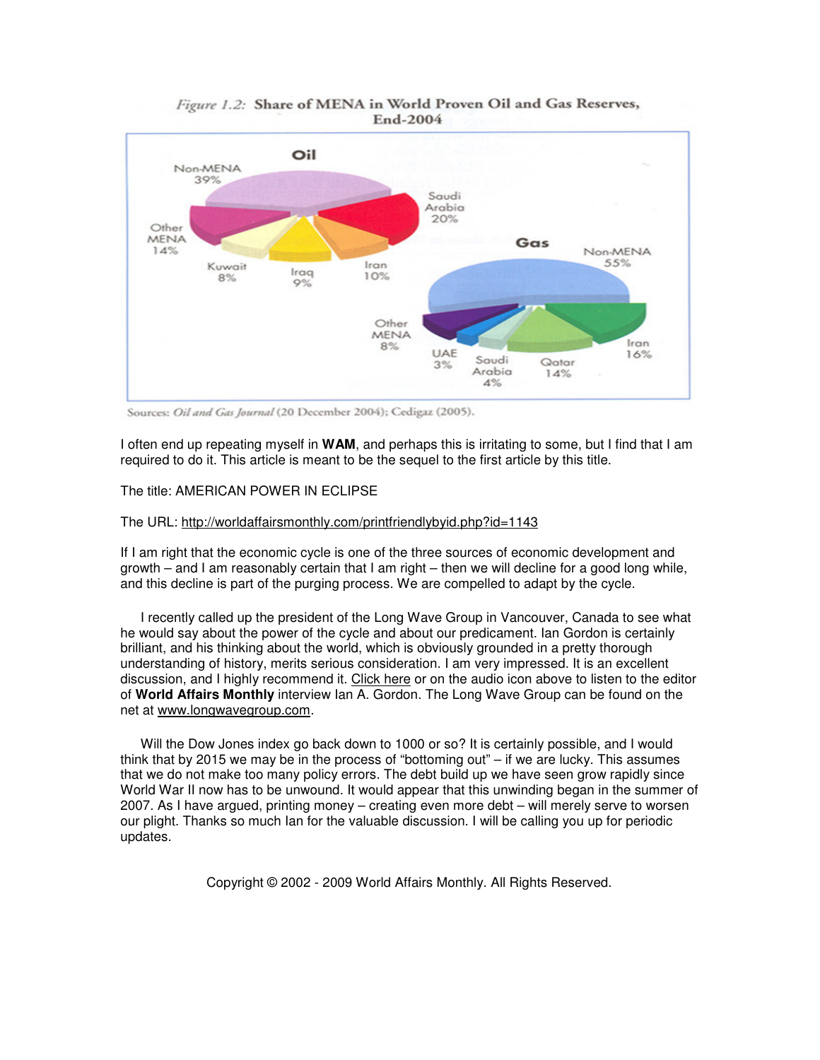*Figure 1.2:* **Share of MENA in World Proven Oil and Gas Reserves, End-2004**

**Oil**

Non-MENA 39%
Saudi Arabia 20%
Other MENA 14%
Kuwait 8%
Iraq 9%
Iran 10%

**Gas**

Non-MENA 55%
Other MENA 8%
UAE 3%
Saudi Arabia 4%
Qatar 14%
Iran 16%

Sources: *Oil and Gas Journal* (20 December 2004); Cedigaz (2005).

I often end up repeating myself in **WAM**, and perhaps this is irritating to some, but I find that I am required to do it. This article is meant to be the sequel to the first article by this title.

The title: AMERICAN POWER IN ECLIPSE

The URL: http://worldaffairsmonthly.com/printfriendlybyid.php?id=1143

If I am right that the economic cycle is one of the three sources of economic development and growth – and I am reasonably certain that I am right – then we will decline for a good long while, and this decline is part of the purging process. We are compelled to adapt by the cycle.

I recently called up the president of the Long Wave Group in Vancouver, Canada to see what he would say about the power of the cycle and about our predicament. Ian Gordon is certainly brilliant, and his thinking about the world, which is obviously grounded in a pretty thorough understanding of history, merits serious consideration. I am very impressed. It is an excellent discussion, and I highly recommend it. Click here or on the audio icon above to listen to the editor of **World Affairs Monthly** interview Ian A. Gordon. The Long Wave Group can be found on the net at www.longwavegroup.com.

Will the Dow Jones index go back down to 1000 or so? It is certainly possible, and I would think that by 2015 we may be in the process of "bottoming out" – if we are lucky. This assumes that we do not make too many policy errors. The debt build up we have seen grow rapidly since World War II now has to be unwound. It would appear that this unwinding began in the summer of 2007. As I have argued, printing money – creating even more debt – will merely serve to worsen our plight. Thanks so much Ian for the valuable discussion. I will be calling you up for periodic updates.

Copyright © 2002 - 2009 World Affairs Monthly. All Rights Reserved.